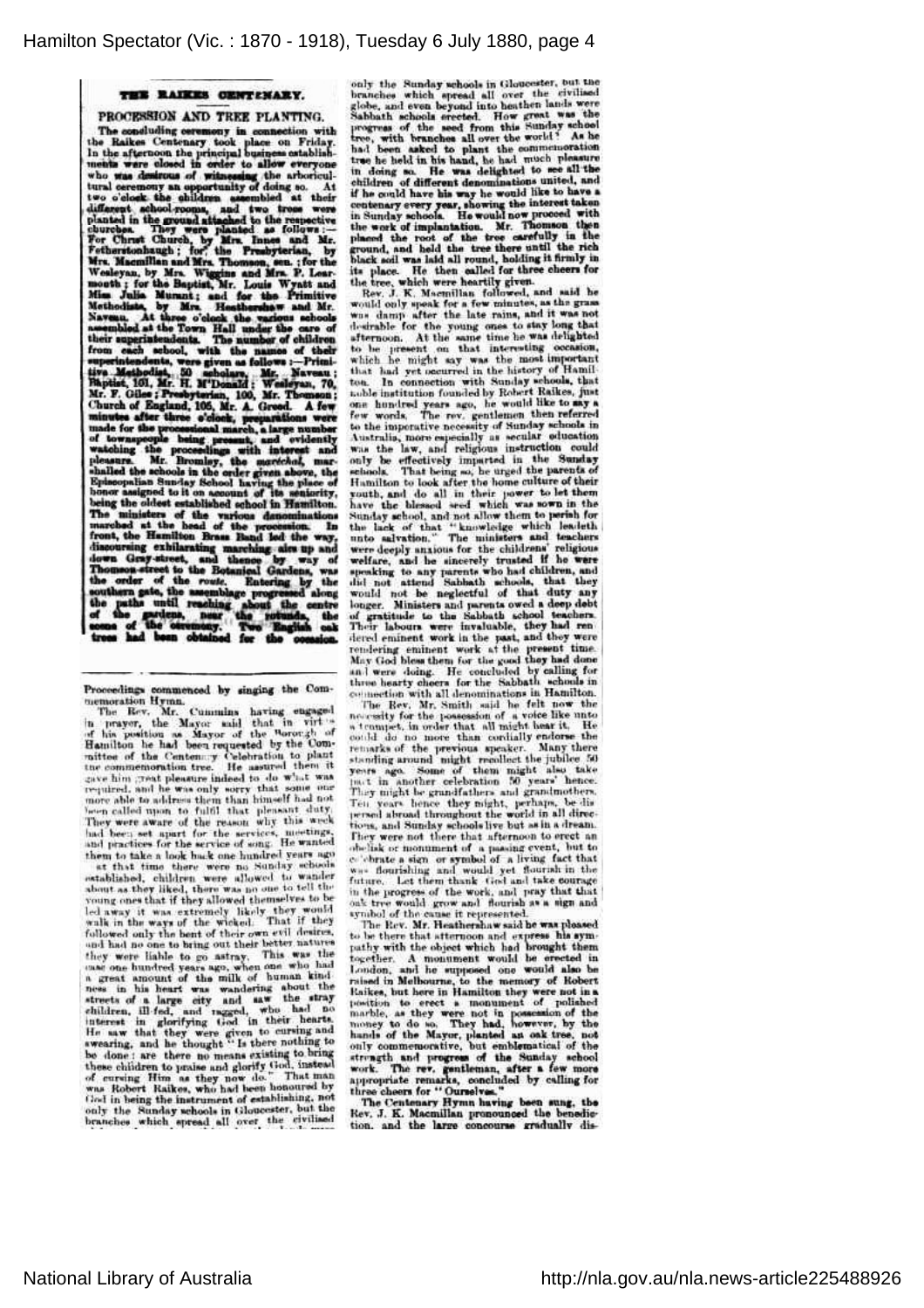## THE RAIKES CENTENARY.

### PROCESSION AND TREE PLANTING.

The concluding ceremony in connection with the Raikes Centenary took place on Friday. In the afternoon the principal business establishments were closed in order to allow everyone who was desirous of witnessing the arboricultural ceremony an opportunity of doing so. At two o'clock the children assembled at their different school-rooms, and two trees were planted in the ground attached to the respective churches. They were planted as follows:—For Christ Church, by Mrs. Innes and Mr. Fetherstonhaugh; for the Presbyterian, by Mrs. Macmillan and Mrs. Thomson, sen.; for the Wesleyan, by Mrs. Wiggins and Mrs. P. Learmonth; for the Baptist, Mr. Louis Wyatt and Miss Julia Murant; and for the Primitive Methodists, by Mrs. Heathershaw and Mr. Naveau. At three o'clock the various schools assembled at the Town Hall under the care of their superintendents. The number of children from each school, with the names of their superintendents, were given as follows:—Primitive Methodist, 50 scholars, Mr. Naveau; Baptist, 101, Mr. H. M'Donald; Wesleyan, 70, Mr. F. Giles; Presbyterian, 100, Mr. Thomson; Church of England, 105, Mr. A. Greed. A few minutes after three o'clock, preparations were made for the processional march, a large number of townspeople being present, and evidently watching the proceedings with interest and pleasure. Mr. Bromley, the *marechal*, marshalled the schools in the order given above, the Episcopalian Sunday School having the place of honor assigned to it on account of its seniority, being the oldest established school in Hamilton. The ministers of the various denominations marched at the head of the procession. In front, the Hamilton Brass Band led the way, discoursing exhilarating marching airs up and down Gray-street, and thence by way of Thomson-street to the Botanical Gardens, was the order of the route. Entering by the southern gate, the assemblage progressed along the paths until reaching about the centre of the gardens, near the rotunda, the scene of the ceremony. Two English oak trees had been obtained for the occasion.

Proceedings commenced by singing the Commemoration Hymn.

The Rev. Mr. Cummins having engaged in prayer, the Mayor said that in virtue of his position as Mayor of the Borough of Hamilton he had been requested by the Committee of the Centenary Celebration to plant the commemoration tree. He assured them it gave him great pleasure indeed to do what was required, and he was only sorry that some one more able to address them than himself had not been called upon to fulfil that pleasant duty. They were aware of the reason why this week had been set apart for the services, meetings, and practices for the service of song. He wanted them to take a look back one hundred years ago at that time there were no Sunday schools established, children were allowed to wander about as they liked, there was no one to tell the young ones that if they allowed themselves to be led away it was extremely likely they would walk in the ways of the wicked. That if they followed only the bent of their own evil desires, and had no one to bring out their better natures they were liable to go astray. This was the case one hundred years ago, when one who had a great amount of the milk of human kindness in his heart was wandering about the streets of a large city and saw the stray children, ill-fed, and ragged, who had no interest in glorifying God in their hearts. He saw that they were given to cursing and swearing, and he thought "Is there nothing to be done: are there no means existing to bring these children to praise and glorify God, instead of cursing Him as they now do." That man was Robert Raikes, who had been honoured by God in being the instrument of establishing, not only the Sunday schools in Gloucester, but the branches which spread all over the civilised globe, and even beyond into heathen lands were Sabbath schools erected. How great was the progress of the seed from this Sunday school tree, with branches all over the world! As he had been asked to plant the commemoration tree he held in his hand, he had much pleasure in doing so. He was delighted to see all the children of different denominations united, and if he could have his way he would like to have a centenary every year, showing the interest taken in Sunday schools. He would now proceed with the work of implantation. Mr. Thomson then placed the root of the tree carefully in the ground, and held the tree there until the rich black soil was laid all round, holding it firmly in its place. He then called for three cheers for the tree, which were heartily given.

Rev. J. K. Macmillan followed, and said he would only speak for a few minutes, as the grass was damp after the late rains, and it was not desirable for the young ones to stay long that afternoon. At the same time he was delighted to be present on that interesting occasion, which he might say was the most important that had yet occurred in the history of Hamilton. In connection with Sunday schools, that noble institution founded by Robert Raikes, just one hundred years ago, he would like to say a few words. The rev. gentlemen then referred to the imperative necessity of Sunday schools in Australia, more especially as secular education was the law, and religious instruction could only be effectively imparted in the Sunday schools. That being so, he urged the parents of Hamilton to look after the home culture of their youth, and do all in their power to let them have the blessed seed which was sown in the Sunday school, and not allow them to perish for the lack of that "knowledge which leadeth unto salvation." The ministers and teachers were deeply anxious for the childrens' religious welfare, and he sincerely trusted if he were speaking to any parents who had children, and did not attend Sabbath schools, that they would not be neglectful of that duty any longer. Ministers and parents owed a deep debt of gratitude to the Sabbath school teachers. Their labours were invaluable, they had rendered eminent work in the past, and they were rendering eminent work at the present time. May God bless them for the good they had done and were doing. He concluded by calling for three hearty cheers for the Sabbath schools in connection with all denominations in Hamilton.

The Rev. Mr. Smith said he felt now the necessity for the possession of a voice like unto a trumpet, in order that all might hear it. He could do no more than cordially endorse the remarks of the previous speaker. Many there standing around might recollect the jubilee 50 years ago. Some of them might also take part in another celebration 50 years' hence. They might be grandfathers and grandmothers. Ten years hence they might, perhaps, be dispersed abroad throughout the world in all directions, and Sunday schools live but as in a dream. They were not there that afternoon to erect an obelisk or monument of a passing event, but to celebrate a sign or symbol of a living fact that was flourishing and would yet flourish in the future. Let them thank God and take courage in the progress of the work, and pray that that oak tree would grow and flourish as a sign and symbol of the cause it represented.

The Rev. Mr. Heathershaw said he was pleased to be there that afternoon and express his sympathy with the object which had brought them together. A monument would be erected in London, and he supposed one would also be raised in Melbourne, to the memory of Robert Raikes, but here in Hamilton they were not in a position to erect a monument of polished marble, as they were not in possession of the money to do so. They had, however, by the hands of the Mayor, planted an oak tree, not only commemorative, but emblematical of the strength and progress of the Sunday school work. The rev. gentleman, after a few more appropriate remarks, concluded by calling for three cheers for "Ourselves."

The Centenary Hymn having been sung, the Rev. J. K. Macmillan pronounced the benediction, and the large concourse gradually dis-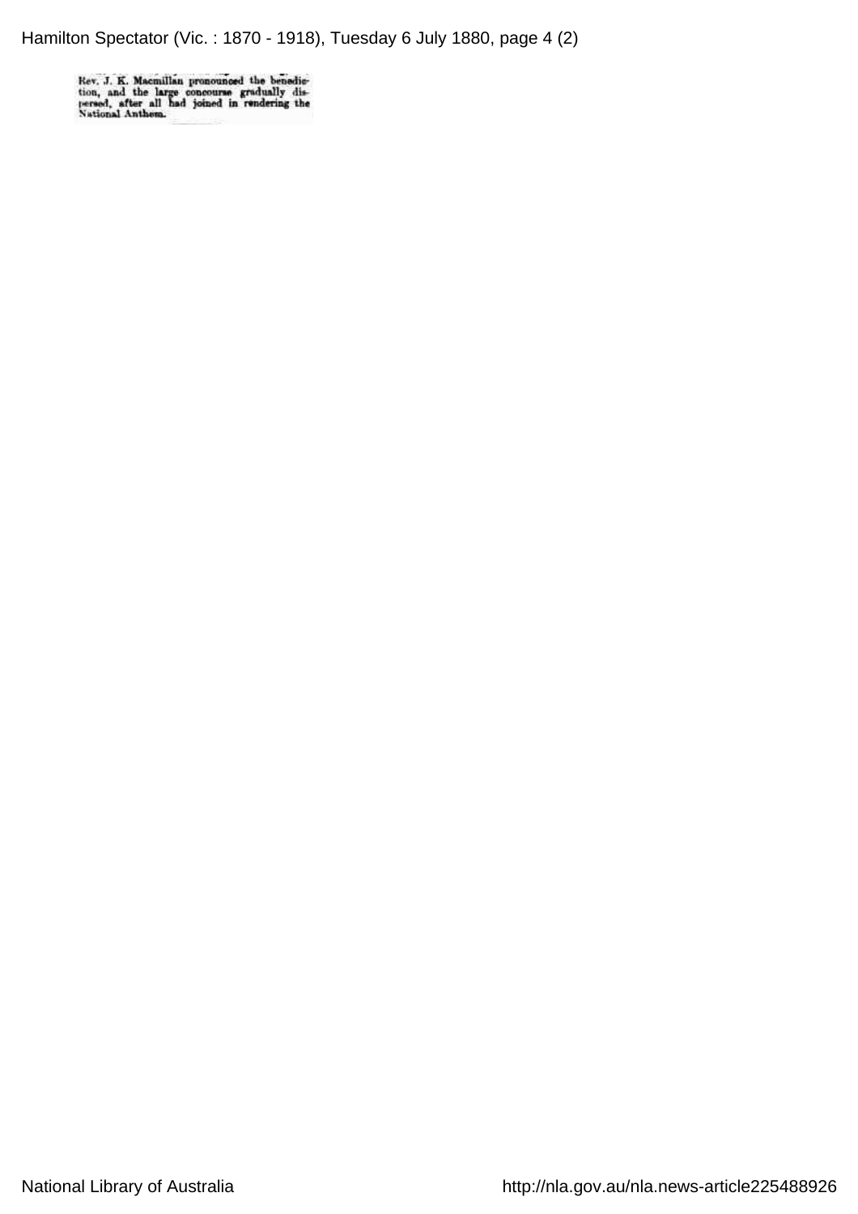Rev. J. K. Macmillan pronounced the benediction, and the large concourse gradually dispersed, after all had joined in rendering the National Anthem.